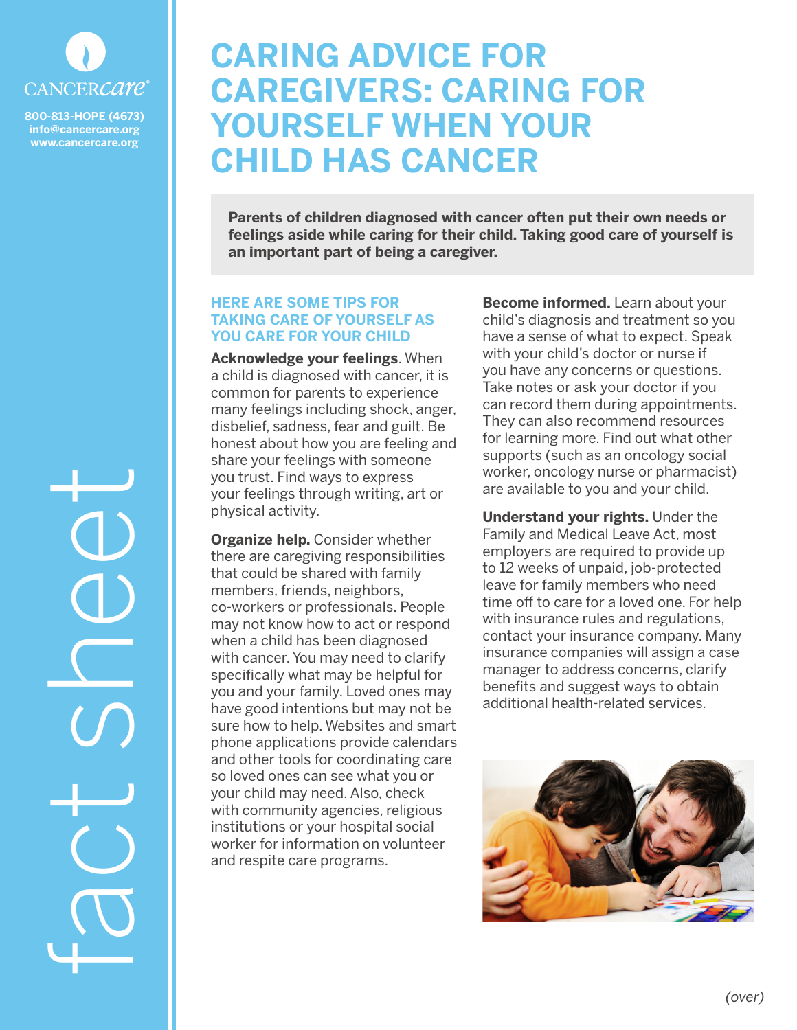CANCERcare®

800-813-HOPE (4673)
info@cancercare.org
www.cancercare.org

fact sheet

# CARING ADVICE FOR CAREGIVERS: CARING FOR YOURSELF WHEN YOUR CHILD HAS CANCER

**Parents of children diagnosed with cancer often put their own needs or feelings aside while caring for their child. Taking good care of yourself is an important part of being a caregiver.**

## HERE ARE SOME TIPS FOR TAKING CARE OF YOURSELF AS YOU CARE FOR YOUR CHILD

**Acknowledge your feelings**. When a child is diagnosed with cancer, it is common for parents to experience many feelings including shock, anger, disbelief, sadness, fear and guilt. Be honest about how you are feeling and share your feelings with someone you trust. Find ways to express your feelings through writing, art or physical activity.

**Organize help.** Consider whether there are caregiving responsibilities that could be shared with family members, friends, neighbors, co-workers or professionals. People may not know how to act or respond when a child has been diagnosed with cancer. You may need to clarify specifically what may be helpful for you and your family. Loved ones may have good intentions but may not be sure how to help. Websites and smart phone applications provide calendars and other tools for coordinating care so loved ones can see what you or your child may need. Also, check with community agencies, religious institutions or your hospital social worker for information on volunteer and respite care programs.

**Become informed.** Learn about your child's diagnosis and treatment so you have a sense of what to expect. Speak with your child's doctor or nurse if you have any concerns or questions. Take notes or ask your doctor if you can record them during appointments. They can also recommend resources for learning more. Find out what other supports (such as an oncology social worker, oncology nurse or pharmacist) are available to you and your child.

**Understand your rights.** Under the Family and Medical Leave Act, most employers are required to provide up to 12 weeks of unpaid, job-protected leave for family members who need time off to care for a loved one. For help with insurance rules and regulations, contact your insurance company. Many insurance companies will assign a case manager to address concerns, clarify benefits and suggest ways to obtain additional health-related services.

*(over)*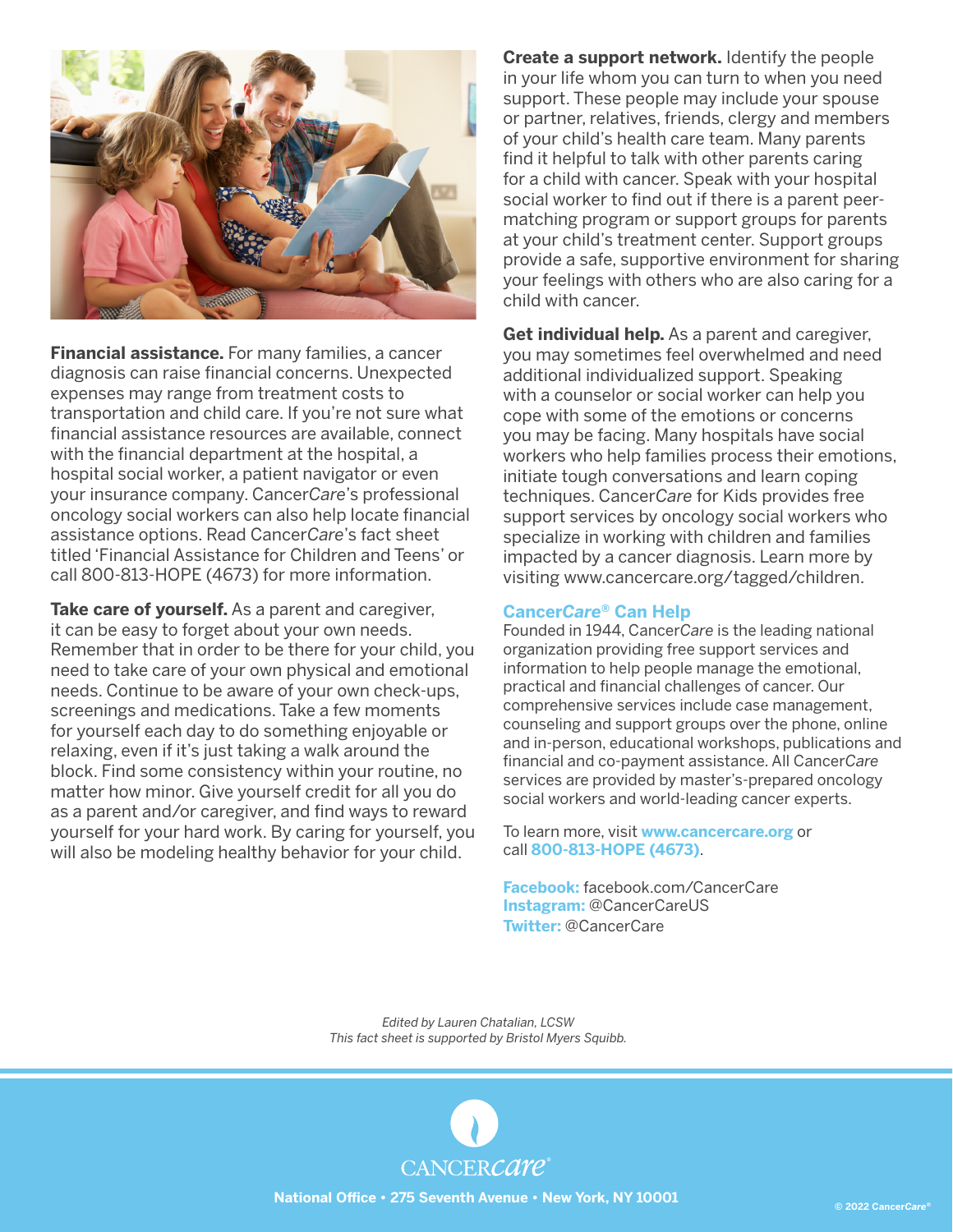**Financial assistance.** For many families, a cancer diagnosis can raise financial concerns. Unexpected expenses may range from treatment costs to transportation and child care. If you're not sure what financial assistance resources are available, connect with the financial department at the hospital, a hospital social worker, a patient navigator or even your insurance company. Cancer*Care*'s professional oncology social workers can also help locate financial assistance options. Read Cancer*Care*'s fact sheet titled 'Financial Assistance for Children and Teens' or call 800-813-HOPE (4673) for more information.

**Take care of yourself.** As a parent and caregiver, it can be easy to forget about your own needs. Remember that in order to be there for your child, you need to take care of your own physical and emotional needs. Continue to be aware of your own check-ups, screenings and medications. Take a few moments for yourself each day to do something enjoyable or relaxing, even if it's just taking a walk around the block. Find some consistency within your routine, no matter how minor. Give yourself credit for all you do as a parent and/or caregiver, and find ways to reward yourself for your hard work. By caring for yourself, you will also be modeling healthy behavior for your child.

**Create a support network.** Identify the people in your life whom you can turn to when you need support. These people may include your spouse or partner, relatives, friends, clergy and members of your child's health care team. Many parents find it helpful to talk with other parents caring for a child with cancer. Speak with your hospital social worker to find out if there is a parent peer-matching program or support groups for parents at your child's treatment center. Support groups provide a safe, supportive environment for sharing your feelings with others who are also caring for a child with cancer.

**Get individual help.** As a parent and caregiver, you may sometimes feel overwhelmed and need additional individualized support. Speaking with a counselor or social worker can help you cope with some of the emotions or concerns you may be facing. Many hospitals have social workers who help families process their emotions, initiate tough conversations and learn coping techniques. Cancer*Care* for Kids provides free support services by oncology social workers who specialize in working with children and families impacted by a cancer diagnosis. Learn more by visiting www.cancercare.org/tagged/children.

## Cancer*Care*® Can Help

Founded in 1944, Cancer*Care* is the leading national organization providing free support services and information to help people manage the emotional, practical and financial challenges of cancer. Our comprehensive services include case management, counseling and support groups over the phone, online and in-person, educational workshops, publications and financial and co-payment assistance. All Cancer*Care* services are provided by master's-prepared oncology social workers and world-leading cancer experts.

To learn more, visit **www.cancercare.org** or call **800-813-HOPE (4673)**.

**Facebook:** facebook.com/CancerCare
**Instagram:** @CancerCareUS
**Twitter:** @CancerCare

*Edited by Lauren Chatalian, LCSW*
*This fact sheet is supported by Bristol Myers Squibb.*

CANCERcare®

**National Office • 275 Seventh Avenue • New York, NY 10001**

© 2022 CancerCare®